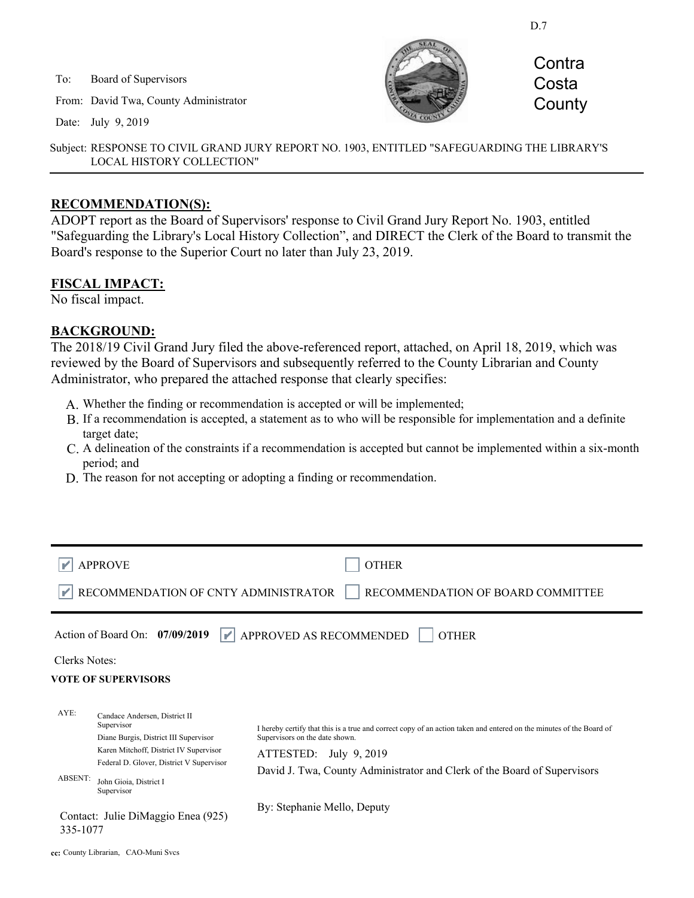D.7

To: Board of Supervisors

From: David Twa, County Administrator

Date: July 9, 2019

Contra Costa County

Subject: RESPONSE TO CIVIL GRAND JURY REPORT NO. 1903, ENTITLED "SAFEGUARDING THE LIBRARY'S LOCAL HISTORY COLLECTION"

## RECOMMENDATION(S):

ADOPT report as the Board of Supervisors' response to Civil Grand Jury Report No. 1903, entitled "Safeguarding the Library's Local History Collection", and DIRECT the Clerk of the Board to transmit the Board's response to the Superior Court no later than July 23, 2019.

## FISCAL IMPACT:

No fiscal impact.

## BACKGROUND:

The 2018/19 Civil Grand Jury filed the above-referenced report, attached, on April 18, 2019, which was reviewed by the Board of Supervisors and subsequently referred to the County Librarian and County Administrator, who prepared the attached response that clearly specifies:

A. Whether the finding or recommendation is accepted or will be implemented;
B. If a recommendation is accepted, a statement as to who will be responsible for implementation and a definite target date;
C. A delineation of the constraints if a recommendation is accepted but cannot be implemented within a six-month period; and
D. The reason for not accepting or adopting a finding or recommendation.

☑ APPROVE ☐ OTHER

☑ RECOMMENDATION OF CNTY ADMINISTRATOR ☐ RECOMMENDATION OF BOARD COMMITTEE

Action of Board On: **07/09/2019** ☑ APPROVED AS RECOMMENDED ☐ OTHER

Clerks Notes:

**VOTE OF SUPERVISORS**

AYE:
Candace Andersen, District II Supervisor
Diane Burgis, District III Supervisor
Karen Mitchoff, District IV Supervisor
Federal D. Glover, District V Supervisor

ABSENT:
John Gioia, District I Supervisor

I hereby certify that this is a true and correct copy of an action taken and entered on the minutes of the Board of Supervisors on the date shown.

ATTESTED: July 9, 2019

David J. Twa, County Administrator and Clerk of the Board of Supervisors

By: Stephanie Mello, Deputy

Contact: Julie DiMaggio Enea (925) 335-1077

cc: County Librarian, CAO-Muni Svcs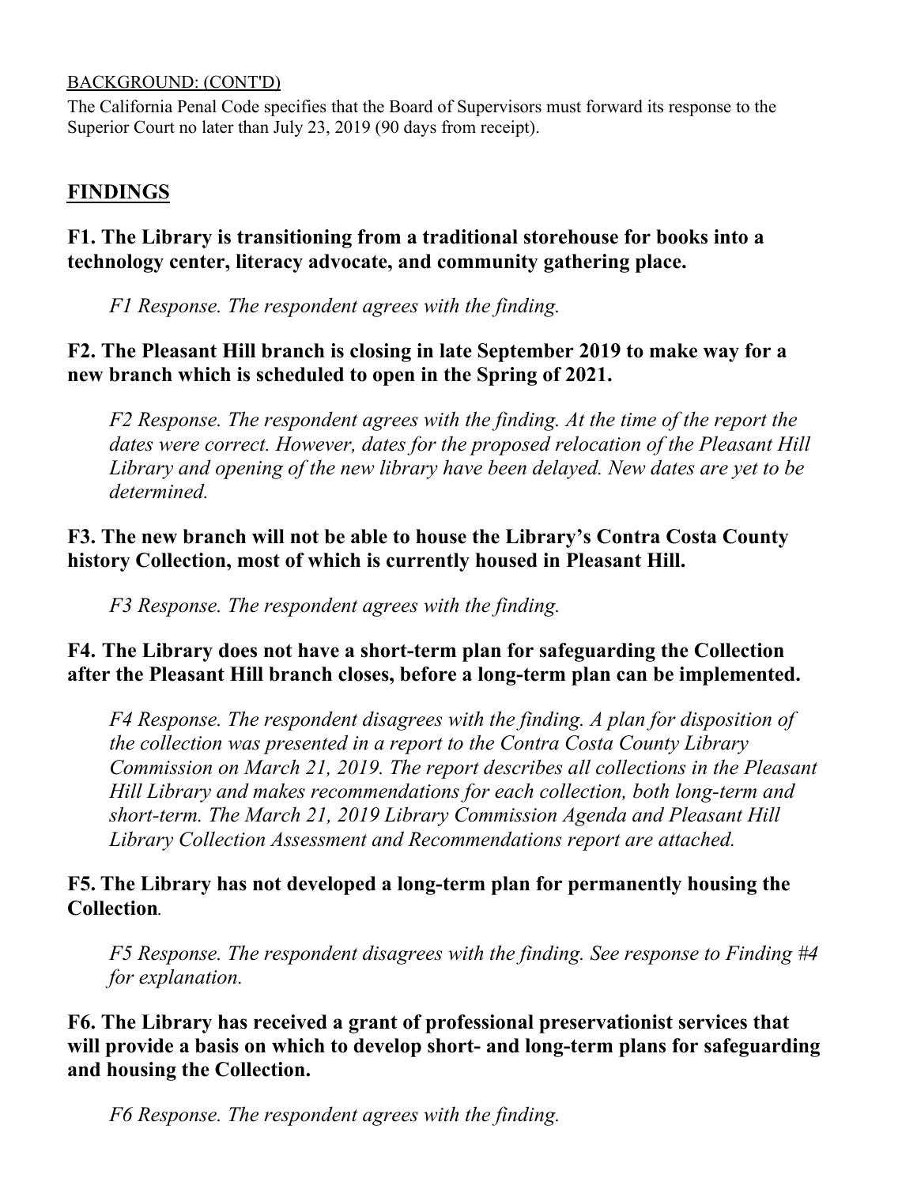BACKGROUND: (CONT'D)

The California Penal Code specifies that the Board of Supervisors must forward its response to the Superior Court no later than July 23, 2019 (90 days from receipt).

## FINDINGS

**F1. The Library is transitioning from a traditional storehouse for books into a technology center, literacy advocate, and community gathering place.**

*F1 Response. The respondent agrees with the finding.*

**F2. The Pleasant Hill branch is closing in late September 2019 to make way for a new branch which is scheduled to open in the Spring of 2021.**

*F2 Response. The respondent agrees with the finding. At the time of the report the dates were correct. However, dates for the proposed relocation of the Pleasant Hill Library and opening of the new library have been delayed. New dates are yet to be determined.*

**F3. The new branch will not be able to house the Library's Contra Costa County history Collection, most of which is currently housed in Pleasant Hill.**

*F3 Response. The respondent agrees with the finding.*

**F4. The Library does not have a short-term plan for safeguarding the Collection after the Pleasant Hill branch closes, before a long-term plan can be implemented.**

*F4 Response. The respondent disagrees with the finding. A plan for disposition of the collection was presented in a report to the Contra Costa County Library Commission on March 21, 2019. The report describes all collections in the Pleasant Hill Library and makes recommendations for each collection, both long-term and short-term. The March 21, 2019 Library Commission Agenda and Pleasant Hill Library Collection Assessment and Recommendations report are attached.*

**F5. The Library has not developed a long-term plan for permanently housing the Collection.**

*F5 Response. The respondent disagrees with the finding. See response to Finding #4 for explanation.*

**F6. The Library has received a grant of professional preservationist services that will provide a basis on which to develop short- and long-term plans for safeguarding and housing the Collection.**

*F6 Response. The respondent agrees with the finding.*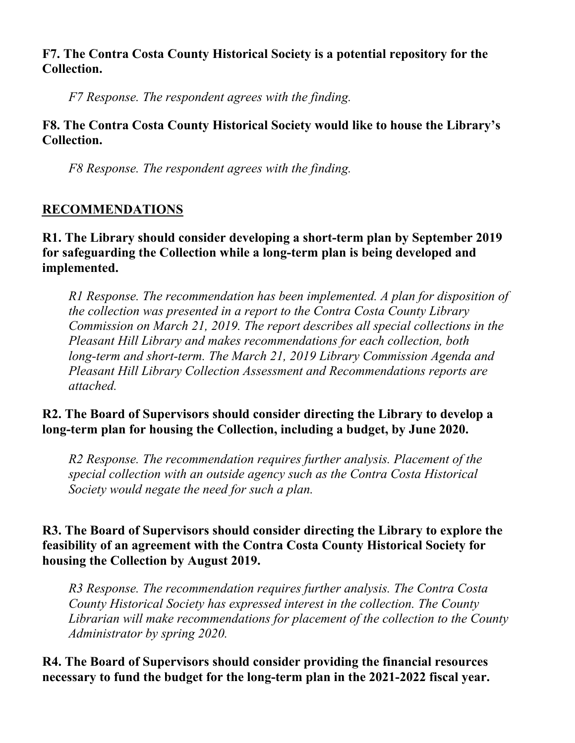**F7. The Contra Costa County Historical Society is a potential repository for the Collection.**

*F7 Response. The respondent agrees with the finding.*

**F8. The Contra Costa County Historical Society would like to house the Library's Collection.**

*F8 Response. The respondent agrees with the finding.*

## RECOMMENDATIONS

**R1. The Library should consider developing a short-term plan by September 2019 for safeguarding the Collection while a long-term plan is being developed and implemented.**

*R1 Response. The recommendation has been implemented. A plan for disposition of the collection was presented in a report to the Contra Costa County Library Commission on March 21, 2019. The report describes all special collections in the Pleasant Hill Library and makes recommendations for each collection, both long-term and short-term. The March 21, 2019 Library Commission Agenda and Pleasant Hill Library Collection Assessment and Recommendations reports are attached.*

**R2. The Board of Supervisors should consider directing the Library to develop a long-term plan for housing the Collection, including a budget, by June 2020.**

*R2 Response. The recommendation requires further analysis. Placement of the special collection with an outside agency such as the Contra Costa Historical Society would negate the need for such a plan.*

**R3. The Board of Supervisors should consider directing the Library to explore the feasibility of an agreement with the Contra Costa County Historical Society for housing the Collection by August 2019.**

*R3 Response. The recommendation requires further analysis. The Contra Costa County Historical Society has expressed interest in the collection. The County Librarian will make recommendations for placement of the collection to the County Administrator by spring 2020.*

**R4. The Board of Supervisors should consider providing the financial resources necessary to fund the budget for the long-term plan in the 2021-2022 fiscal year.**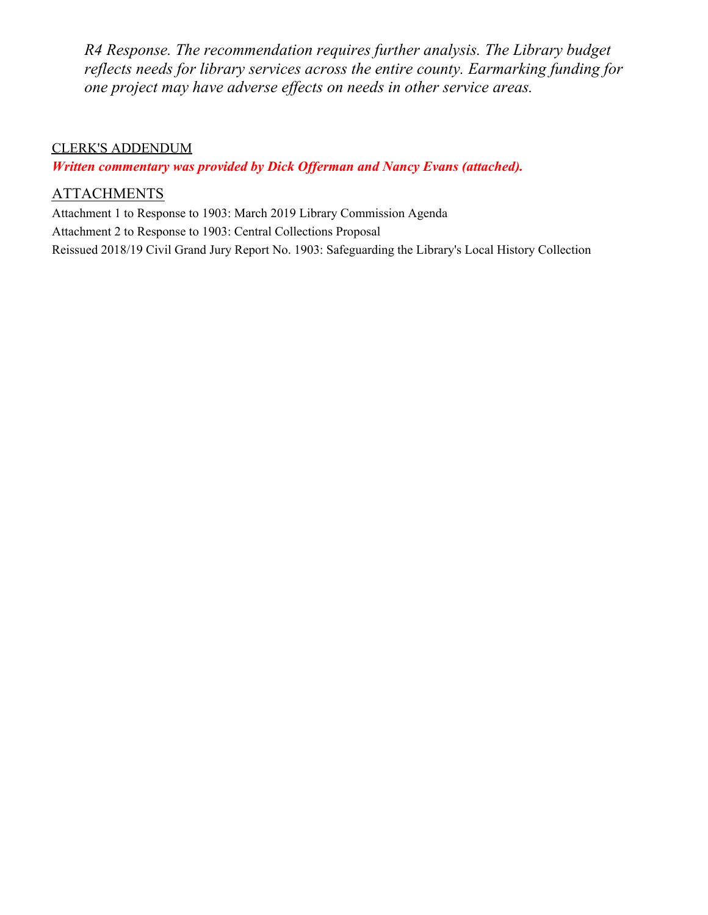*R4 Response. The recommendation requires further analysis. The Library budget reflects needs for library services across the entire county. Earmarking funding for one project may have adverse effects on needs in other service areas.*

CLERK'S ADDENDUM

***Written commentary was provided by Dick Offerman and Nancy Evans (attached).***

ATTACHMENTS

Attachment 1 to Response to 1903: March 2019 Library Commission Agenda

Attachment 2 to Response to 1903: Central Collections Proposal

Reissued 2018/19 Civil Grand Jury Report No. 1903: Safeguarding the Library's Local History Collection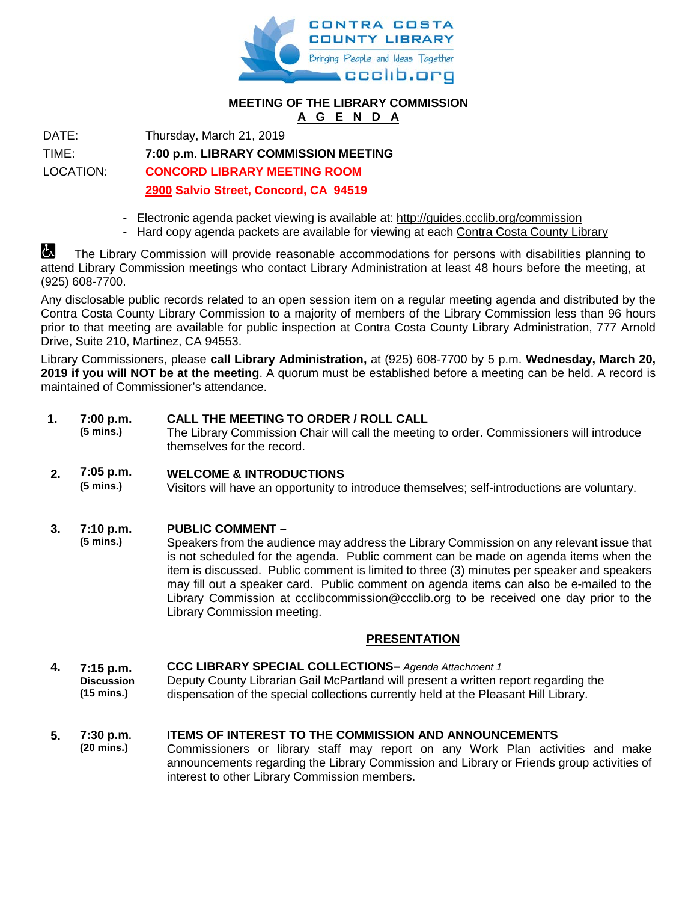CONTRA COSTA COUNTY LIBRARY

Bringing People and Ideas Together

ccclib.org

# MEETING OF THE LIBRARY COMMISSION

## A G E N D A

DATE: Thursday, March 21, 2019

TIME: **7:00 p.m. LIBRARY COMMISSION MEETING**

LOCATION: **CONCORD LIBRARY MEETING ROOM**

**2900 Salvio Street, Concord, CA 94519**

- Electronic agenda packet viewing is available at: http://guides.ccclib.org/commission
- Hard copy agenda packets are available for viewing at each Contra Costa County Library

♿ The Library Commission will provide reasonable accommodations for persons with disabilities planning to attend Library Commission meetings who contact Library Administration at least 48 hours before the meeting, at (925) 608-7700.

Any disclosable public records related to an open session item on a regular meeting agenda and distributed by the Contra Costa County Library Commission to a majority of members of the Library Commission less than 96 hours prior to that meeting are available for public inspection at Contra Costa County Library Administration, 777 Arnold Drive, Suite 210, Martinez, CA 94553.

Library Commissioners, please **call Library Administration,** at (925) 608-7700 by 5 p.m. **Wednesday, March 20, 2019 if you will NOT be at the meeting**. A quorum must be established before a meeting can be held. A record is maintained of Commissioner's attendance.

**1. 7:00 p.m. (5 mins.) CALL THE MEETING TO ORDER / ROLL CALL**
The Library Commission Chair will call the meeting to order. Commissioners will introduce themselves for the record.

**2. 7:05 p.m. (5 mins.) WELCOME & INTRODUCTIONS**
Visitors will have an opportunity to introduce themselves; self-introductions are voluntary.

**3. 7:10 p.m. (5 mins.) PUBLIC COMMENT –**
Speakers from the audience may address the Library Commission on any relevant issue that is not scheduled for the agenda. Public comment can be made on agenda items when the item is discussed. Public comment is limited to three (3) minutes per speaker and speakers may fill out a speaker card. Public comment on agenda items can also be e-mailed to the Library Commission at ccclibcommission@ccclib.org to be received one day prior to the Library Commission meeting.

## PRESENTATION

**4. 7:15 p.m. Discussion (15 mins.) CCC LIBRARY SPECIAL COLLECTIONS–** *Agenda Attachment 1*
Deputy County Librarian Gail McPartland will present a written report regarding the dispensation of the special collections currently held at the Pleasant Hill Library.

**5. 7:30 p.m. (20 mins.) ITEMS OF INTEREST TO THE COMMISSION AND ANNOUNCEMENTS**
Commissioners or library staff may report on any Work Plan activities and make announcements regarding the Library Commission and Library or Friends group activities of interest to other Library Commission members.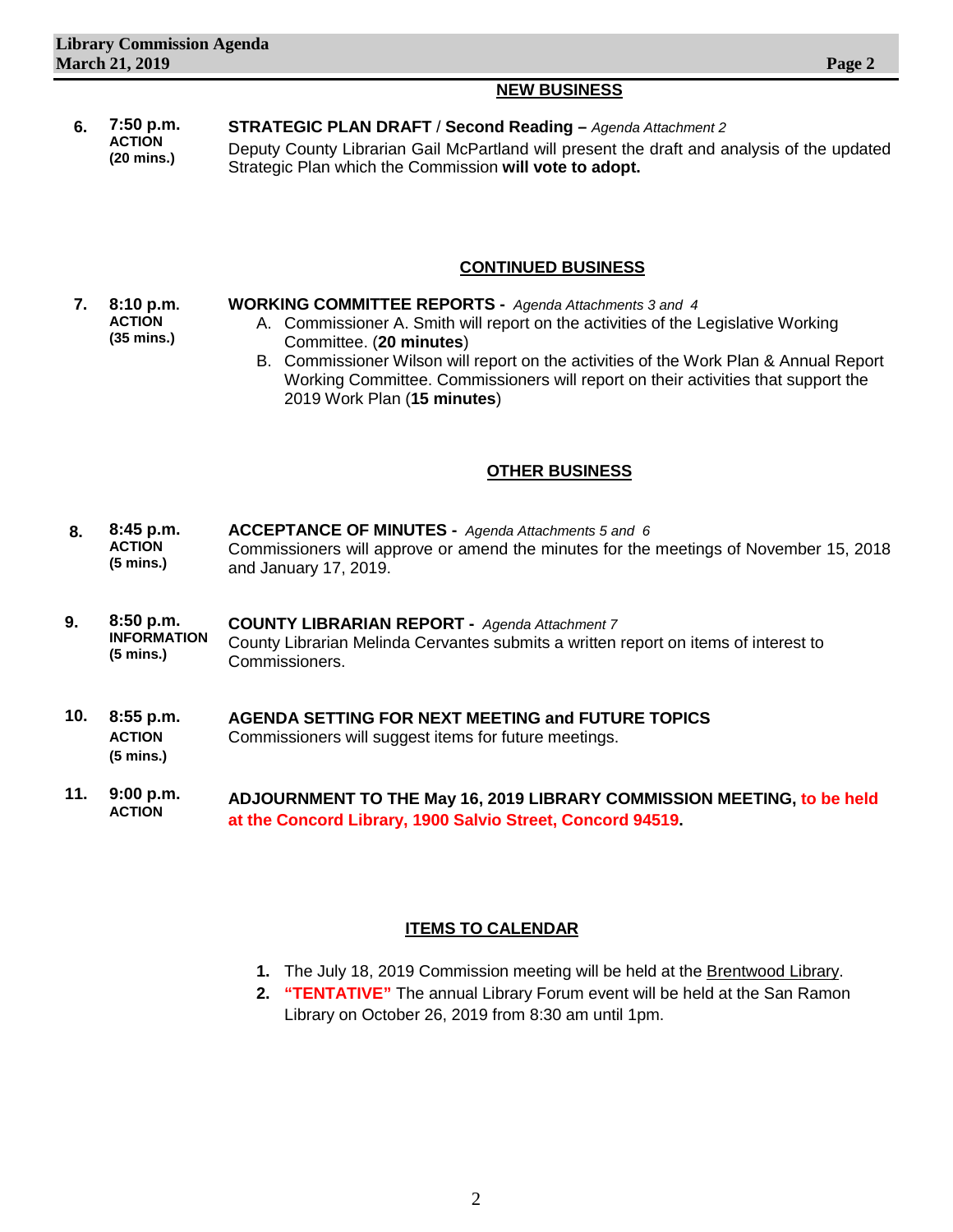## NEW BUSINESS

| | | |
|---|---|---|
| **6.** | **7:50 p.m.** **ACTION** **(20 mins.)** | **STRATEGIC PLAN DRAFT** / **Second Reading –** *Agenda Attachment 2* Deputy County Librarian Gail McPartland will present the draft and analysis of the updated Strategic Plan which the Commission **will vote to adopt.** |

## CONTINUED BUSINESS

| | | |
|---|---|---|
| **7.** | **8:10 p.m.** **ACTION** **(35 mins.)** | **WORKING COMMITTEE REPORTS -** *Agenda Attachments 3 and 4* A. Commissioner A. Smith will report on the activities of the Legislative Working Committee. (**20 minutes**) B. Commissioner Wilson will report on the activities of the Work Plan & Annual Report Working Committee. Commissioners will report on their activities that support the 2019 Work Plan (**15 minutes**) |

## OTHER BUSINESS

| | | |
|---|---|---|
| **8.** | **8:45 p.m.** **ACTION** **(5 mins.)** | **ACCEPTANCE OF MINUTES -** *Agenda Attachments 5 and 6* Commissioners will approve or amend the minutes for the meetings of November 15, 2018 and January 17, 2019. |
| **9.** | **8:50 p.m.** **INFORMATION** **(5 mins.)** | **COUNTY LIBRARIAN REPORT -** *Agenda Attachment 7* County Librarian Melinda Cervantes submits a written report on items of interest to Commissioners. |
| **10.** | **8:55 p.m.** **ACTION** **(5 mins.)** | **AGENDA SETTING FOR NEXT MEETING and FUTURE TOPICS** Commissioners will suggest items for future meetings. |
| **11.** | **9:00 p.m.** **ACTION** | **ADJOURNMENT TO THE May 16, 2019 LIBRARY COMMISSION MEETING, to be held at the Concord Library, 1900 Salvio Street, Concord 94519.** |

## ITEMS TO CALENDAR

1. The July 18, 2019 Commission meeting will be held at the Brentwood Library.
2. **"TENTATIVE"** The annual Library Forum event will be held at the San Ramon Library on October 26, 2019 from 8:30 am until 1pm.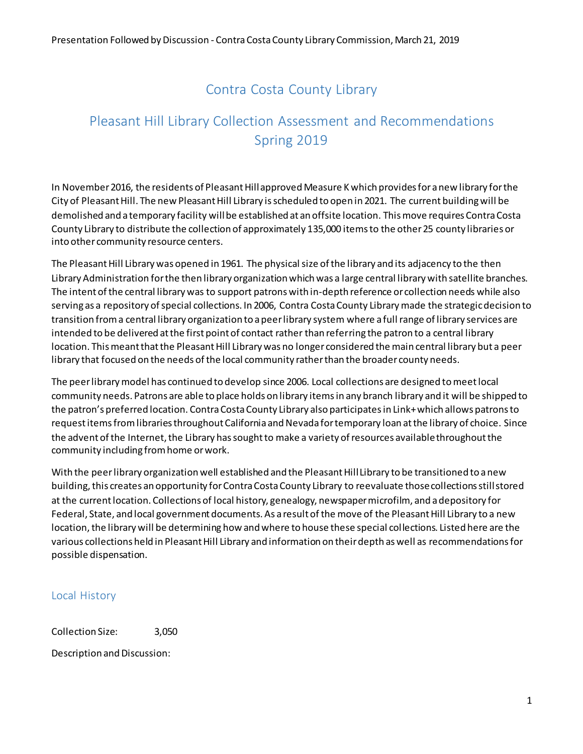# Contra Costa County Library

## Pleasant Hill Library Collection Assessment and Recommendations Spring 2019

In November 2016, the residents of Pleasant Hill approved Measure K which provides for a new library for the City of Pleasant Hill. The new Pleasant Hill Library is scheduled to open in 2021. The current building will be demolished and a temporary facility will be established at an offsite location. This move requires Contra Costa County Library to distribute the collection of approximately 135,000 items to the other 25 county libraries or into other community resource centers.

The Pleasant Hill Library was opened in 1961. The physical size of the library and its adjacency to the then Library Administration for the then library organization which was a large central library with satellite branches. The intent of the central library was to support patrons with in-depth reference or collection needs while also serving as a repository of special collections. In 2006, Contra Costa County Library made the strategic decision to transition from a central library organization to a peer library system where a full range of library services are intended to be delivered at the first point of contact rather than referring the patron to a central library location. This meant that the Pleasant Hill Library was no longer considered the main central library but a peer library that focused on the needs of the local community rather than the broader county needs.

The peer library model has continued to develop since 2006. Local collections are designed to meet local community needs. Patrons are able to place holds on library items in any branch library and it will be shipped to the patron's preferred location. Contra Costa County Library also participates in Link+ which allows patrons to request items from libraries throughout California and Nevada for temporary loan at the library of choice. Since the advent of the Internet, the Library has sought to make a variety of resources available throughout the community including from home or work.

With the peer library organization well established and the Pleasant Hill Library to be transitioned to a new building, this creates an opportunity for Contra Costa County Library to reevaluate those collections still stored at the current location. Collections of local history, genealogy, newspaper microfilm, and a depository for Federal, State, and local government documents. As a result of the move of the Pleasant Hill Library to a new location, the library will be determining how and where to house these special collections. Listed here are the various collections held in Pleasant Hill Library and information on their depth as well as recommendations for possible dispensation.

### Local History

Collection Size: 3,050

Description and Discussion: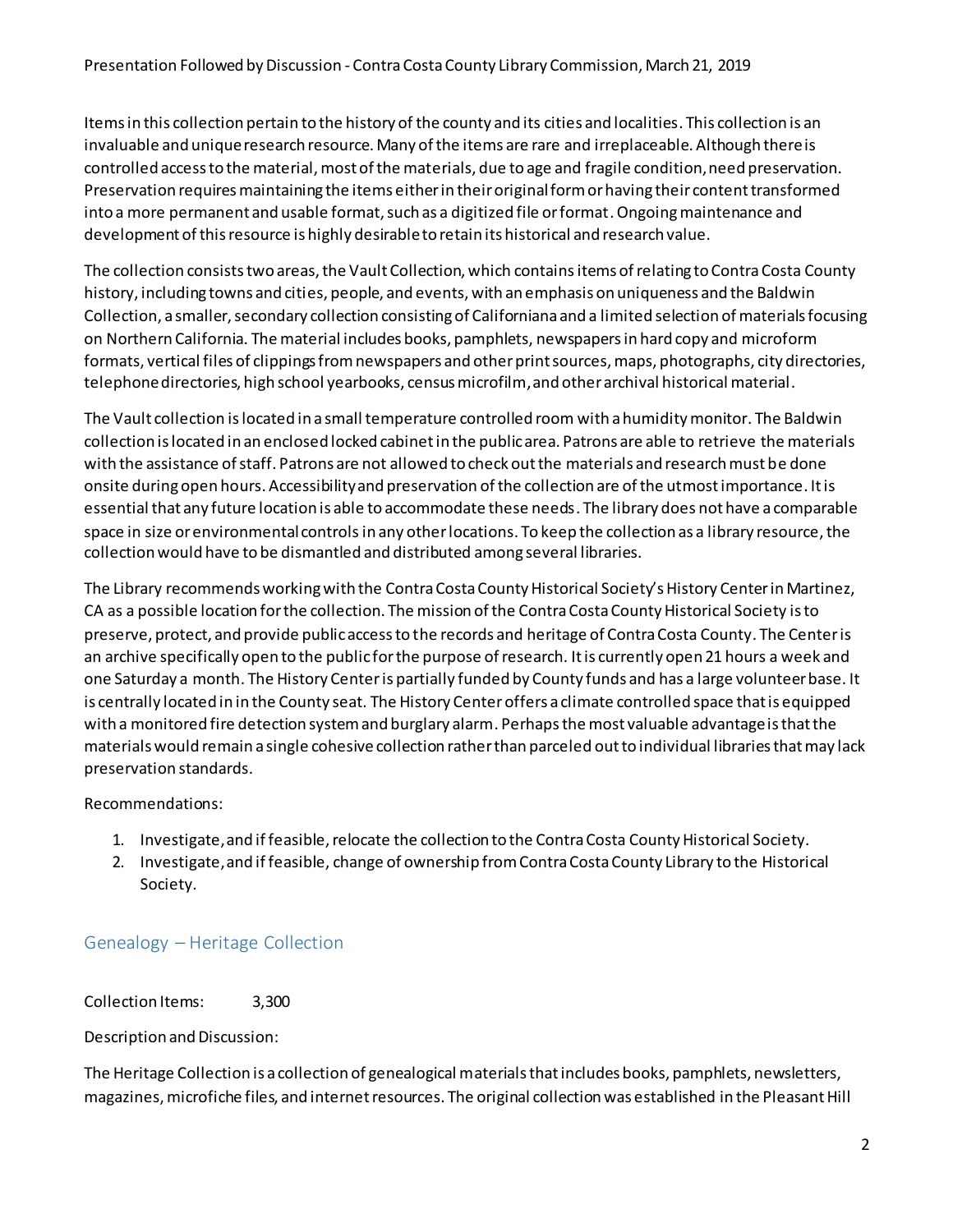Items in this collection pertain to the history of the county and its cities and localities. This collection is an invaluable and unique research resource. Many of the items are rare and irreplaceable. Although there is controlled access to the material, most of the materials, due to age and fragile condition, need preservation. Preservation requires maintaining the items either in their original form or having their content transformed into a more permanent and usable format, such as a digitized file or format. Ongoing maintenance and development of this resource is highly desirable to retain its historical and research value.

The collection consists two areas, the Vault Collection, which contains items of relating to Contra Costa County history, including towns and cities, people, and events, with an emphasis on uniqueness and the Baldwin Collection, a smaller, secondary collection consisting of Californiana and a limited selection of materials focusing on Northern California. The material includes books, pamphlets, newspapers in hard copy and microform formats, vertical files of clippings from newspapers and other print sources, maps, photographs, city directories, telephone directories, high school yearbooks, census microfilm, and other archival historical material.

The Vault collection is located in a small temperature controlled room with a humidity monitor. The Baldwin collection is located in an enclosed locked cabinet in the public area. Patrons are able to retrieve the materials with the assistance of staff. Patrons are not allowed to check out the materials and research must be done onsite during open hours. Accessibility and preservation of the collection are of the utmost importance. It is essential that any future location is able to accommodate these needs. The library does not have a comparable space in size or environmental controls in any other locations. To keep the collection as a library resource, the collection would have to be dismantled and distributed among several libraries.

The Library recommends working with the Contra Costa County Historical Society's History Center in Martinez, CA as a possible location for the collection. The mission of the Contra Costa County Historical Society is to preserve, protect, and provide public access to the records and heritage of Contra Costa County. The Center is an archive specifically open to the public for the purpose of research. It is currently open 21 hours a week and one Saturday a month. The History Center is partially funded by County funds and has a large volunteer base. It is centrally located in in the County seat. The History Center offers a climate controlled space that is equipped with a monitored fire detection system and burglary alarm. Perhaps the most valuable advantage is that the materials would remain a single cohesive collection rather than parceled out to individual libraries that may lack preservation standards.

Recommendations:

1. Investigate, and if feasible, relocate the collection to the Contra Costa County Historical Society.
2. Investigate, and if feasible, change of ownership from Contra Costa County Library to the Historical Society.

## Genealogy – Heritage Collection

Collection Items: 3,300

Description and Discussion:

The Heritage Collection is a collection of genealogical materials that includes books, pamphlets, newsletters, magazines, microfiche files, and internet resources. The original collection was established in the Pleasant Hill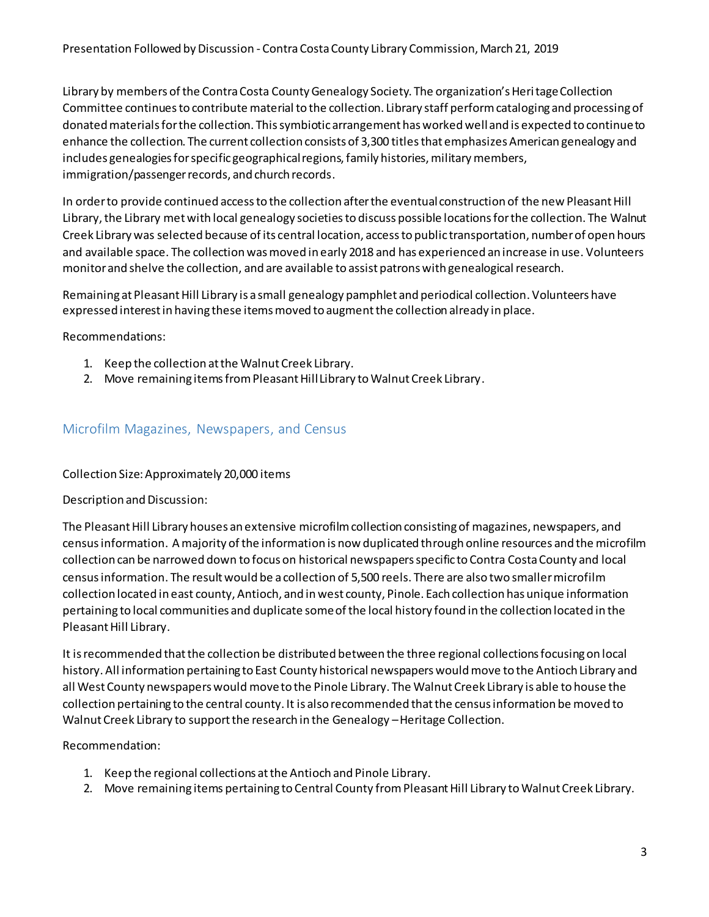Library by members of the Contra Costa County Genealogy Society. The organization's Heritage Collection Committee continues to contribute material to the collection. Library staff perform cataloging and processing of donated materials for the collection. This symbiotic arrangement has worked well and is expected to continue to enhance the collection. The current collection consists of 3,300 titles that emphasizes American genealogy and includes genealogies for specific geographical regions, family histories, military members, immigration/passenger records, and church records.

In order to provide continued access to the collection after the eventual construction of the new Pleasant Hill Library, the Library met with local genealogy societies to discuss possible locations for the collection. The Walnut Creek Library was selected because of its central location, access to public transportation, number of open hours and available space. The collection was moved in early 2018 and has experienced an increase in use. Volunteers monitor and shelve the collection, and are available to assist patrons with genealogical research.

Remaining at Pleasant Hill Library is a small genealogy pamphlet and periodical collection. Volunteers have expressed interest in having these items moved to augment the collection already in place.

Recommendations:

1. Keep the collection at the Walnut Creek Library.
2. Move remaining items from Pleasant Hill Library to Walnut Creek Library.

## Microfilm Magazines, Newspapers, and Census

Collection Size: Approximately 20,000 items

Description and Discussion:

The Pleasant Hill Library houses an extensive microfilm collection consisting of magazines, newspapers, and census information. A majority of the information is now duplicated through online resources and the microfilm collection can be narrowed down to focus on historical newspapers specific to Contra Costa County and local census information. The result would be a collection of 5,500 reels. There are also two smaller microfilm collection located in east county, Antioch, and in west county, Pinole. Each collection has unique information pertaining to local communities and duplicate some of the local history found in the collection located in the Pleasant Hill Library.

It is recommended that the collection be distributed between the three regional collections focusing on local history. All information pertaining to East County historical newspapers would move to the Antioch Library and all West County newspapers would move to the Pinole Library. The Walnut Creek Library is able to house the collection pertaining to the central county. It is also recommended that the census information be moved to Walnut Creek Library to support the research in the Genealogy – Heritage Collection.

Recommendation:

1. Keep the regional collections at the Antioch and Pinole Library.
2. Move remaining items pertaining to Central County from Pleasant Hill Library to Walnut Creek Library.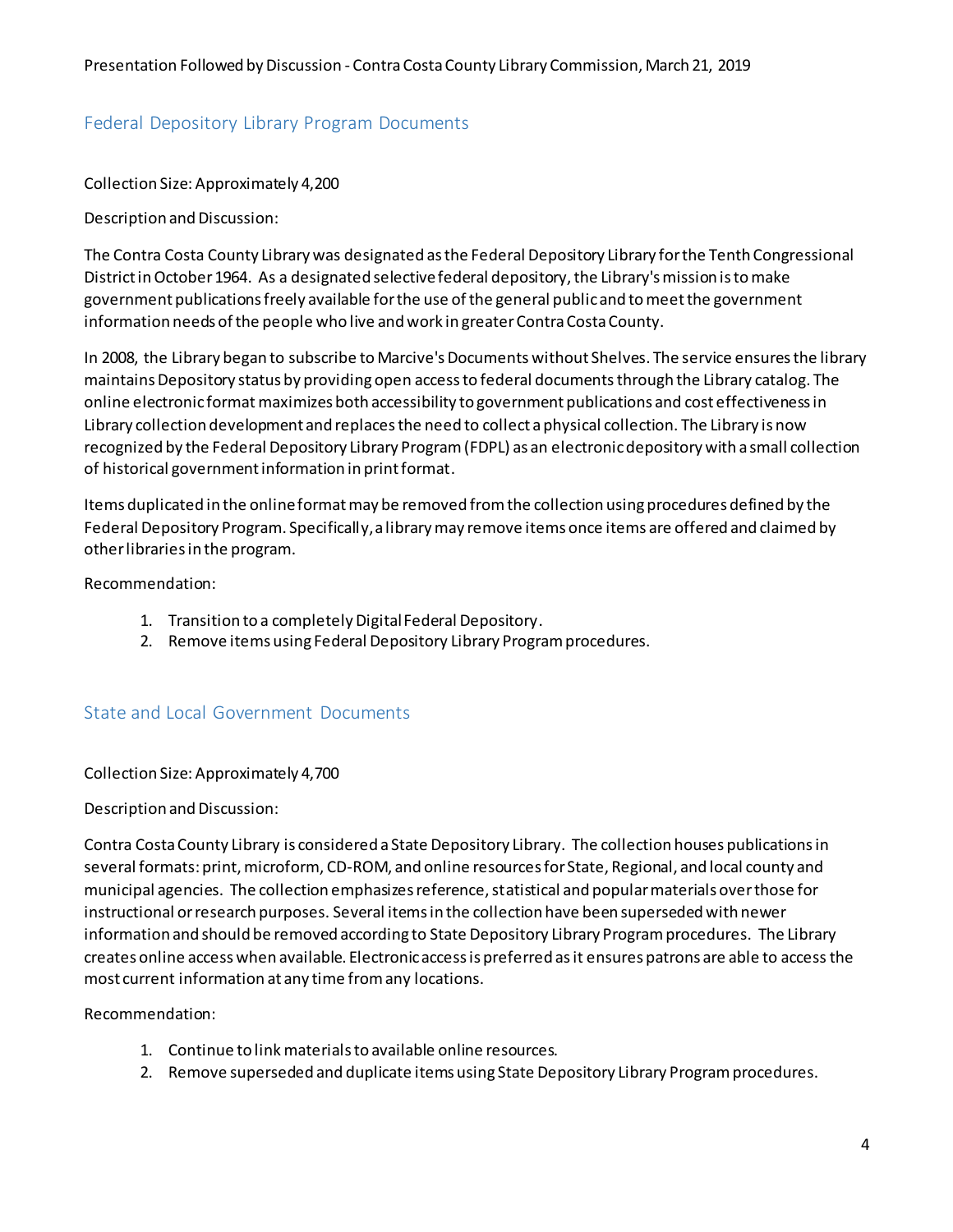## Federal Depository Library Program Documents

Collection Size: Approximately 4,200

Description and Discussion:

The Contra Costa County Library was designated as the Federal Depository Library for the Tenth Congressional District in October 1964. As a designated selective federal depository, the Library's mission is to make government publications freely available for the use of the general public and to meet the government information needs of the people who live and work in greater Contra Costa County.

In 2008, the Library began to subscribe to Marcive's Documents without Shelves. The service ensures the library maintains Depository status by providing open access to federal documents through the Library catalog. The online electronic format maximizes both accessibility to government publications and cost effectiveness in Library collection development and replaces the need to collect a physical collection. The Library is now recognized by the Federal Depository Library Program (FDPL) as an electronic depository with a small collection of historical government information in print format.

Items duplicated in the online format may be removed from the collection using procedures defined by the Federal Depository Program. Specifically, a library may remove items once items are offered and claimed by other libraries in the program.

Recommendation:

1. Transition to a completely Digital Federal Depository.
2. Remove items using Federal Depository Library Program procedures.

## State and Local Government Documents

Collection Size: Approximately 4,700

Description and Discussion:

Contra Costa County Library is considered a State Depository Library. The collection houses publications in several formats: print, microform, CD-ROM, and online resources for State, Regional, and local county and municipal agencies. The collection emphasizes reference, statistical and popular materials over those for instructional or research purposes. Several items in the collection have been superseded with newer information and should be removed according to State Depository Library Program procedures. The Library creates online access when available. Electronic access is preferred as it ensures patrons are able to access the most current information at any time from any locations.

Recommendation:

1. Continue to link materials to available online resources.
2. Remove superseded and duplicate items using State Depository Library Program procedures.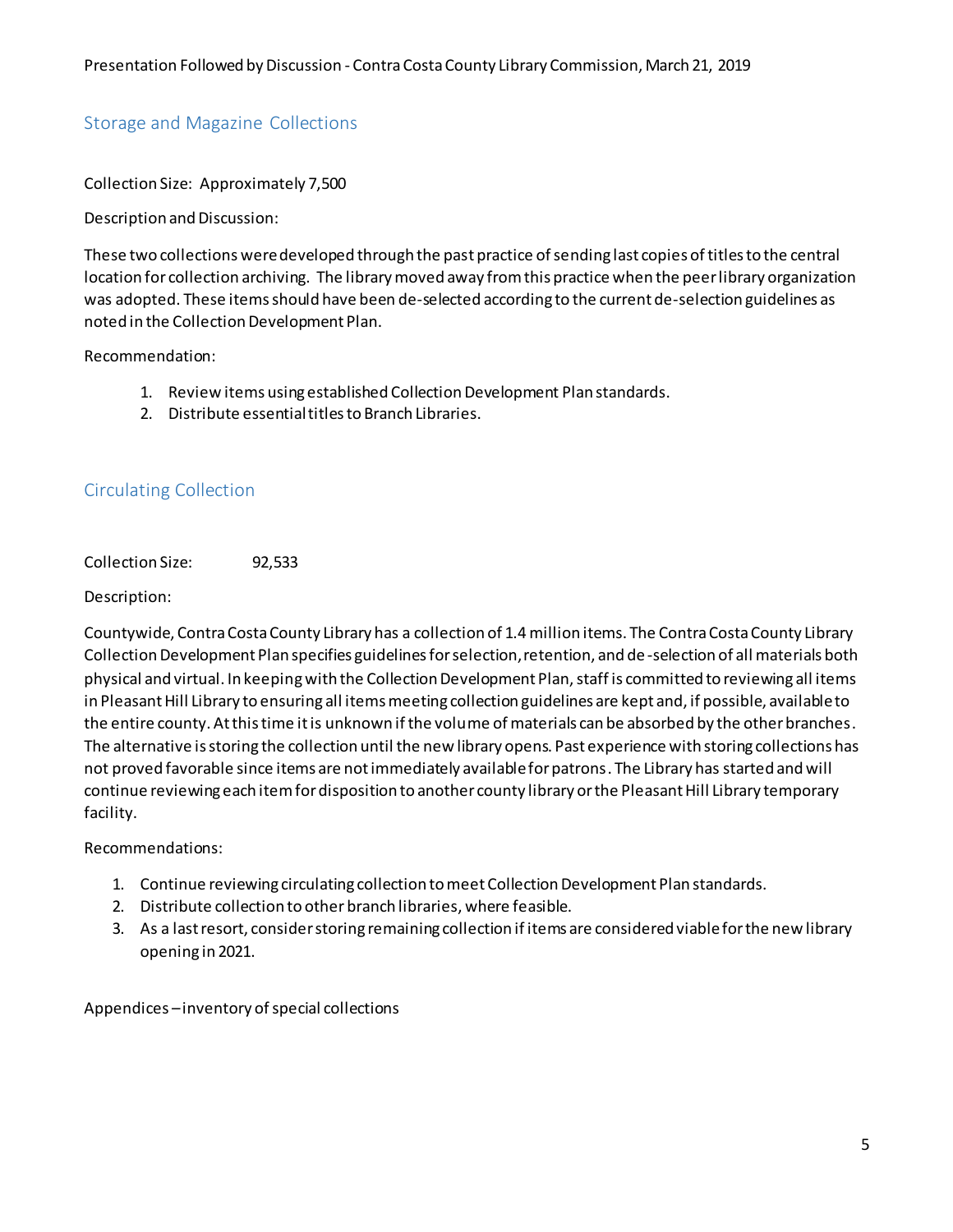## Storage and Magazine Collections

Collection Size: Approximately 7,500

Description and Discussion:

These two collections were developed through the past practice of sending last copies of titles to the central location for collection archiving. The library moved away from this practice when the peer library organization was adopted. These items should have been de-selected according to the current de-selection guidelines as noted in the Collection Development Plan.

Recommendation:

1. Review items using established Collection Development Plan standards.
2. Distribute essential titles to Branch Libraries.

## Circulating Collection

Collection Size: 92,533

Description:

Countywide, Contra Costa County Library has a collection of 1.4 million items. The Contra Costa County Library Collection Development Plan specifies guidelines for selection, retention, and de-selection of all materials both physical and virtual. In keeping with the Collection Development Plan, staff is committed to reviewing all items in Pleasant Hill Library to ensuring all items meeting collection guidelines are kept and, if possible, available to the entire county. At this time it is unknown if the volume of materials can be absorbed by the other branches. The alternative is storing the collection until the new library opens. Past experience with storing collections has not proved favorable since items are not immediately available for patrons. The Library has started and will continue reviewing each item for disposition to another county library or the Pleasant Hill Library temporary facility.

Recommendations:

1. Continue reviewing circulating collection to meet Collection Development Plan standards.
2. Distribute collection to other branch libraries, where feasible.
3. As a last resort, consider storing remaining collection if items are considered viable for the new library opening in 2021.

Appendices – inventory of special collections